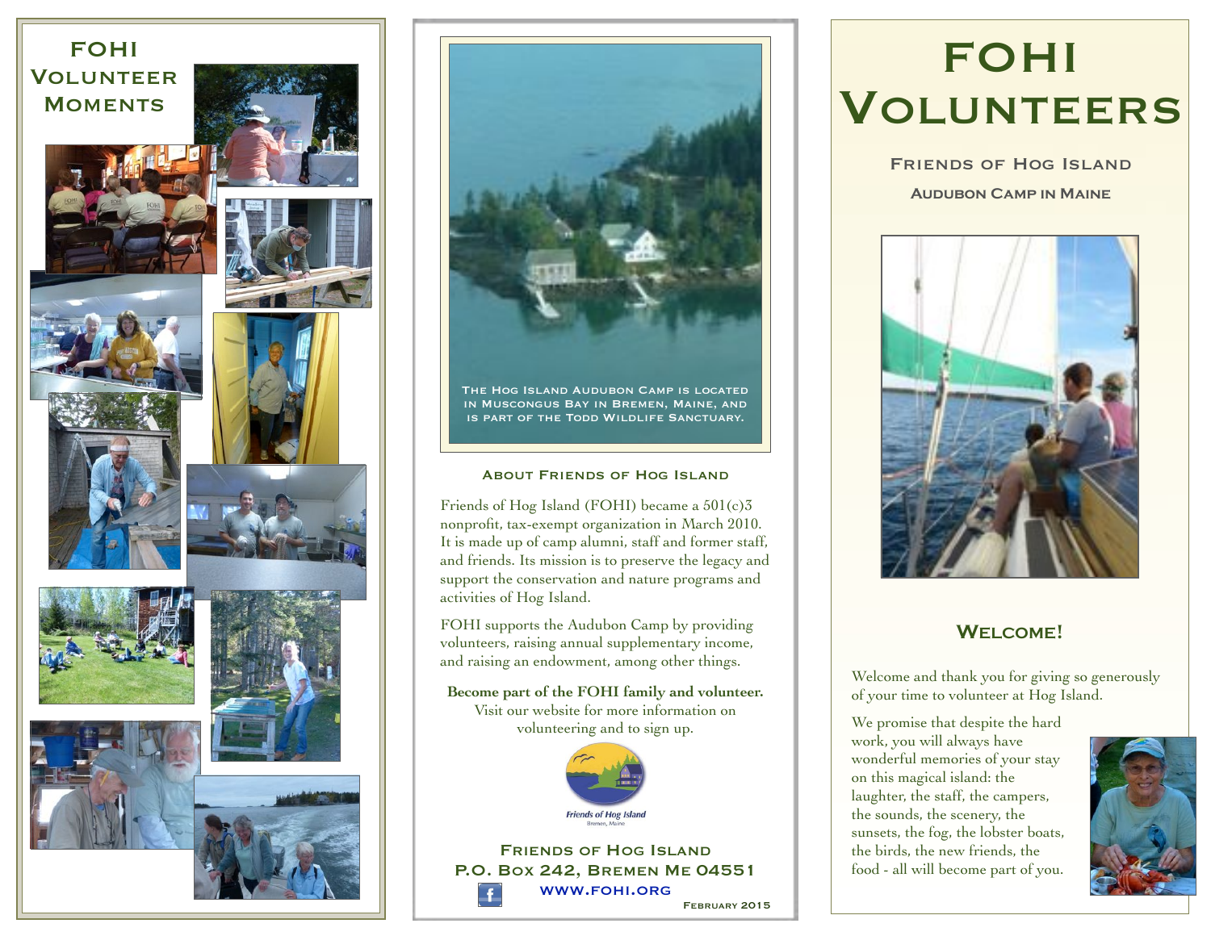# FOHI Volunteer Moments

The Hog Island Audubon Camp is located in Muscongus Bay in Bremen, Maine, and is part of the Todd Wildlife Sanctuary.

## About Friends of Hog Island

Friends of Hog Island (FOHI) became a 501(c)3 nonprofit, tax-exempt organization in March 2010. It is made up of camp alumni, staff and former staff, and friends. Its mission is to preserve the legacy and support the conservation and nature programs and activities of Hog Island.

FOHI supports the Audubon Camp by providing volunteers, raising annual supplementary income, and raising an endowment, among other things.

**Become part of the FOHI family and volunteer.** Visit our website for more information on volunteering and to sign up.

Friends of Hog Island
Bremen, Maine

**Friends of Hog Island**
**P.O. Box 242, Bremen Me 04551**
**www.fohi.org**

February 2015

# FOHI Volunteers

### Friends of Hog Island

### Audubon Camp in Maine

## Welcome!

Welcome and thank you for giving so generously of your time to volunteer at Hog Island.

We promise that despite the hard work, you will always have wonderful memories of your stay on this magical island: the laughter, the staff, the campers, the sounds, the scenery, the sunsets, the fog, the lobster boats, the birds, the new friends, the food - all will become part of you.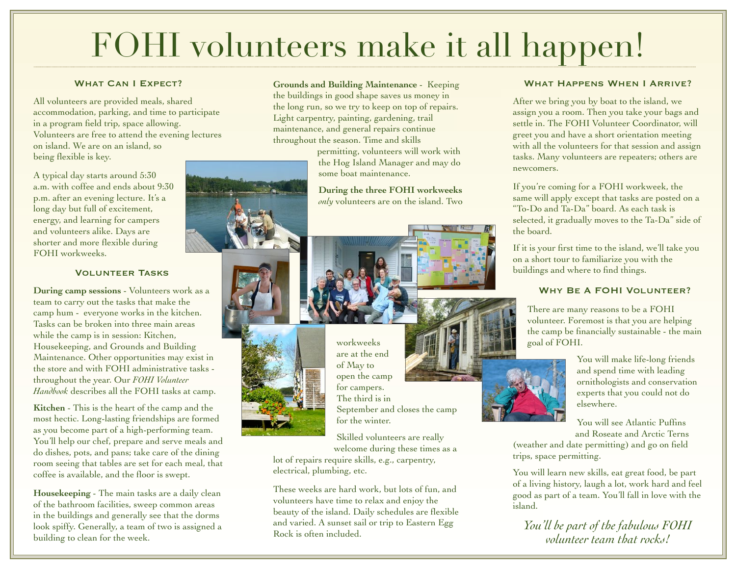# FOHI volunteers make it all happen!

### What Can I Expect?

All volunteers are provided meals, shared accommodation, parking, and time to participate in a program field trip, space allowing. Volunteers are free to attend the evening lectures on island. We are on an island, so being flexible is key.

A typical day starts around 5:30 a.m. with coffee and ends about 9:30 p.m. after an evening lecture. It's a long day but full of excitement, energy, and learning for campers and volunteers alike. Days are shorter and more flexible during FOHI workweeks.

### Volunteer Tasks

**During camp sessions** - Volunteers work as a team to carry out the tasks that make the camp hum - everyone works in the kitchen. Tasks can be broken into three main areas while the camp is in session: Kitchen, Housekeeping, and Grounds and Building Maintenance. Other opportunities may exist in the store and with FOHI administrative tasks - throughout the year. Our *FOHI Volunteer Handbook* describes all the FOHI tasks at camp.

**Kitchen** - This is the heart of the camp and the most hectic. Long-lasting friendships are formed as you become part of a high-performing team. You'll help our chef, prepare and serve meals and do dishes, pots, and pans; take care of the dining room seeing that tables are set for each meal, that coffee is available, and the floor is swept.

**Housekeeping** - The main tasks are a daily clean of the bathroom facilities, sweep common areas in the buildings and generally see that the dorms look spiffy. Generally, a team of two is assigned a building to clean for the week.

**Grounds and Building Maintenance** - Keeping the buildings in good shape saves us money in the long run, so we try to keep on top of repairs. Light carpentry, painting, gardening, trail maintenance, and general repairs continue throughout the season. Time and skills permitting, volunteers will work with the Hog Island Manager and may do some boat maintenance.

**During the three FOHI workweeks** *only* volunteers are on the island. Two workweeks are at the end of May to open the camp for campers. The third is in September and closes the camp for the winter.

Skilled volunteers are really welcome during these times as a lot of repairs require skills, e.g., carpentry, electrical, plumbing, etc.

These weeks are hard work, but lots of fun, and volunteers have time to relax and enjoy the beauty of the island. Daily schedules are flexible and varied. A sunset sail or trip to Eastern Egg Rock is often included.

### What Happens When I Arrive?

After we bring you by boat to the island, we assign you a room. Then you take your bags and settle in. The FOHI Volunteer Coordinator, will greet you and have a short orientation meeting with all the volunteers for that session and assign tasks. Many volunteers are repeaters; others are newcomers.

If you're coming for a FOHI workweek, the same will apply except that tasks are posted on a "To-Do and Ta-Da" board. As each task is selected, it gradually moves to the Ta-Da" side of the board.

If it is your first time to the island, we'll take you on a short tour to familiarize you with the buildings and where to find things.

### Why Be A FOHI Volunteer?

There are many reasons to be a FOHI volunteer. Foremost is that you are helping the camp be financially sustainable - the main goal of FOHI.

You will make life-long friends and spend time with leading ornithologists and conservation experts that you could not do elsewhere.

You will see Atlantic Puffins and Roseate and Arctic Terns (weather and date permitting) and go on field trips, space permitting.

You will learn new skills, eat great food, be part of a living history, laugh a lot, work hard and feel good as part of a team. You'll fall in love with the island.

*You'll be part of the fabulous FOHI volunteer team that rocks!*